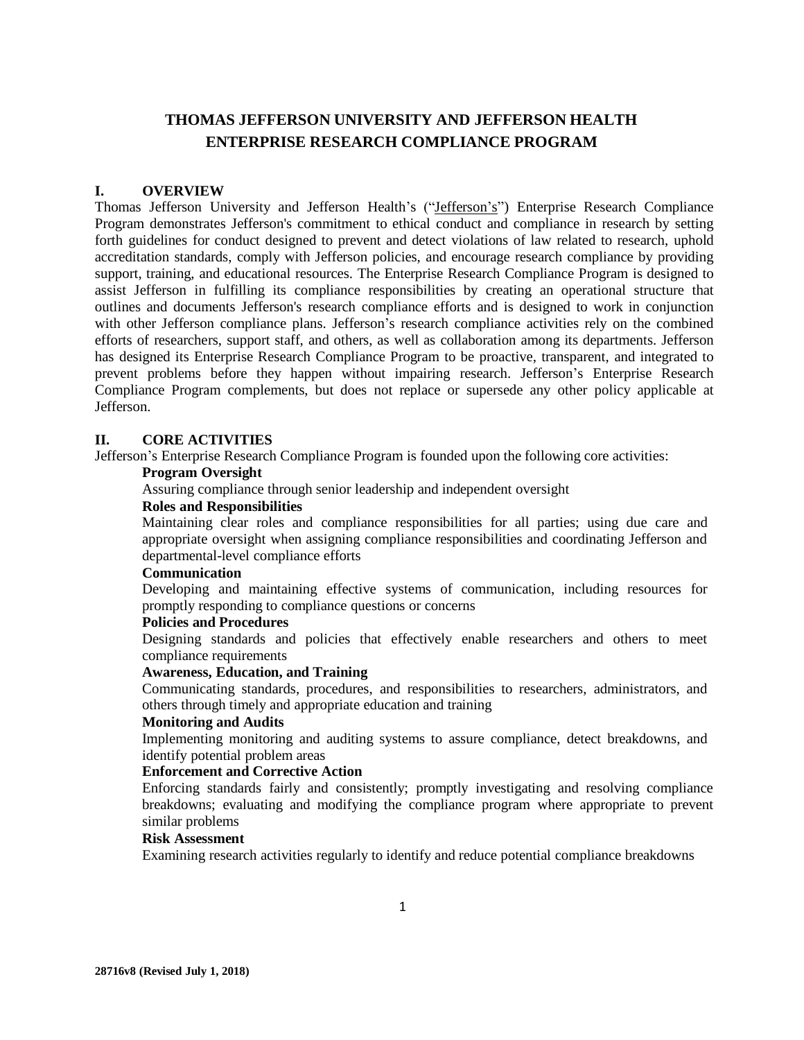# THOMAS JEFFERSON UNIVERSITY AND JEFFERSON HEALTH ENTERPRISE RESEARCH COMPLIANCE PROGRAM

## I. OVERVIEW

Thomas Jefferson University and Jefferson Health's ("Jefferson's") Enterprise Research Compliance Program demonstrates Jefferson's commitment to ethical conduct and compliance in research by setting forth guidelines for conduct designed to prevent and detect violations of law related to research, uphold accreditation standards, comply with Jefferson policies, and encourage research compliance by providing support, training, and educational resources. The Enterprise Research Compliance Program is designed to assist Jefferson in fulfilling its compliance responsibilities by creating an operational structure that outlines and documents Jefferson's research compliance efforts and is designed to work in conjunction with other Jefferson compliance plans. Jefferson's research compliance activities rely on the combined efforts of researchers, support staff, and others, as well as collaboration among its departments. Jefferson has designed its Enterprise Research Compliance Program to be proactive, transparent, and integrated to prevent problems before they happen without impairing research. Jefferson's Enterprise Research Compliance Program complements, but does not replace or supersede any other policy applicable at Jefferson.

## II. CORE ACTIVITIES

Jefferson's Enterprise Research Compliance Program is founded upon the following core activities:

**Program Oversight**

Assuring compliance through senior leadership and independent oversight

**Roles and Responsibilities**

Maintaining clear roles and compliance responsibilities for all parties; using due care and appropriate oversight when assigning compliance responsibilities and coordinating Jefferson and departmental-level compliance efforts

**Communication**

Developing and maintaining effective systems of communication, including resources for promptly responding to compliance questions or concerns

**Policies and Procedures**

Designing standards and policies that effectively enable researchers and others to meet compliance requirements

**Awareness, Education, and Training**

Communicating standards, procedures, and responsibilities to researchers, administrators, and others through timely and appropriate education and training

**Monitoring and Audits**

Implementing monitoring and auditing systems to assure compliance, detect breakdowns, and identify potential problem areas

**Enforcement and Corrective Action**

Enforcing standards fairly and consistently; promptly investigating and resolving compliance breakdowns; evaluating and modifying the compliance program where appropriate to prevent similar problems

**Risk Assessment**

Examining research activities regularly to identify and reduce potential compliance breakdowns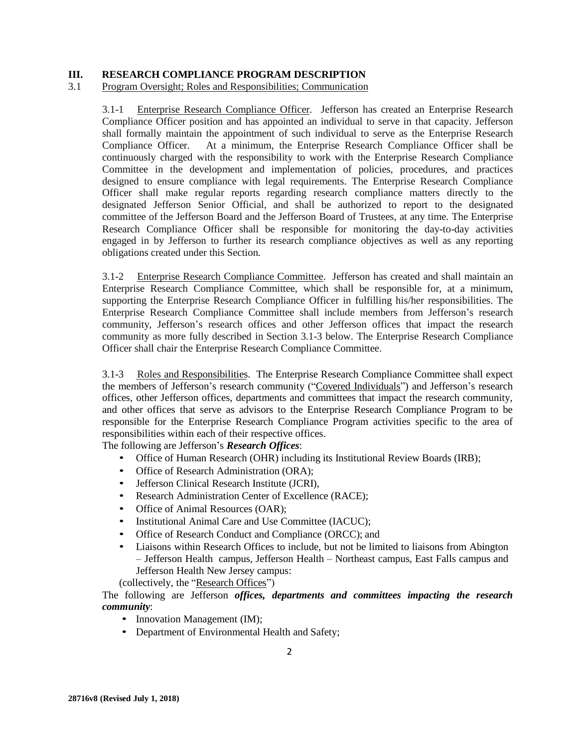## III. RESEARCH COMPLIANCE PROGRAM DESCRIPTION

### 3.1 Program Oversight; Roles and Responsibilities; Communication

3.1-1 Enterprise Research Compliance Officer. Jefferson has created an Enterprise Research Compliance Officer position and has appointed an individual to serve in that capacity. Jefferson shall formally maintain the appointment of such individual to serve as the Enterprise Research Compliance Officer. At a minimum, the Enterprise Research Compliance Officer shall be continuously charged with the responsibility to work with the Enterprise Research Compliance Committee in the development and implementation of policies, procedures, and practices designed to ensure compliance with legal requirements. The Enterprise Research Compliance Officer shall make regular reports regarding research compliance matters directly to the designated Jefferson Senior Official, and shall be authorized to report to the designated committee of the Jefferson Board and the Jefferson Board of Trustees, at any time. The Enterprise Research Compliance Officer shall be responsible for monitoring the day-to-day activities engaged in by Jefferson to further its research compliance objectives as well as any reporting obligations created under this Section.

3.1-2 Enterprise Research Compliance Committee. Jefferson has created and shall maintain an Enterprise Research Compliance Committee, which shall be responsible for, at a minimum, supporting the Enterprise Research Compliance Officer in fulfilling his/her responsibilities. The Enterprise Research Compliance Committee shall include members from Jefferson's research community, Jefferson's research offices and other Jefferson offices that impact the research community as more fully described in Section 3.1-3 below. The Enterprise Research Compliance Officer shall chair the Enterprise Research Compliance Committee.

3.1-3 Roles and Responsibilities. The Enterprise Research Compliance Committee shall expect the members of Jefferson's research community ("Covered Individuals") and Jefferson's research offices, other Jefferson offices, departments and committees that impact the research community, and other offices that serve as advisors to the Enterprise Research Compliance Program to be responsible for the Enterprise Research Compliance Program activities specific to the area of responsibilities within each of their respective offices.

The following are Jefferson's ***Research Offices***:

- Office of Human Research (OHR) including its Institutional Review Boards (IRB);
- Office of Research Administration (ORA);
- Jefferson Clinical Research Institute (JCRI),
- Research Administration Center of Excellence (RACE);
- Office of Animal Resources (OAR);
- Institutional Animal Care and Use Committee (IACUC);
- Office of Research Conduct and Compliance (ORCC); and
- Liaisons within Research Offices to include, but not be limited to liaisons from Abington – Jefferson Health campus, Jefferson Health – Northeast campus, East Falls campus and Jefferson Health New Jersey campus:

(collectively, the "Research Offices")

The following are Jefferson ***offices, departments and committees impacting the research community***:

- Innovation Management (IM);
- Department of Environmental Health and Safety;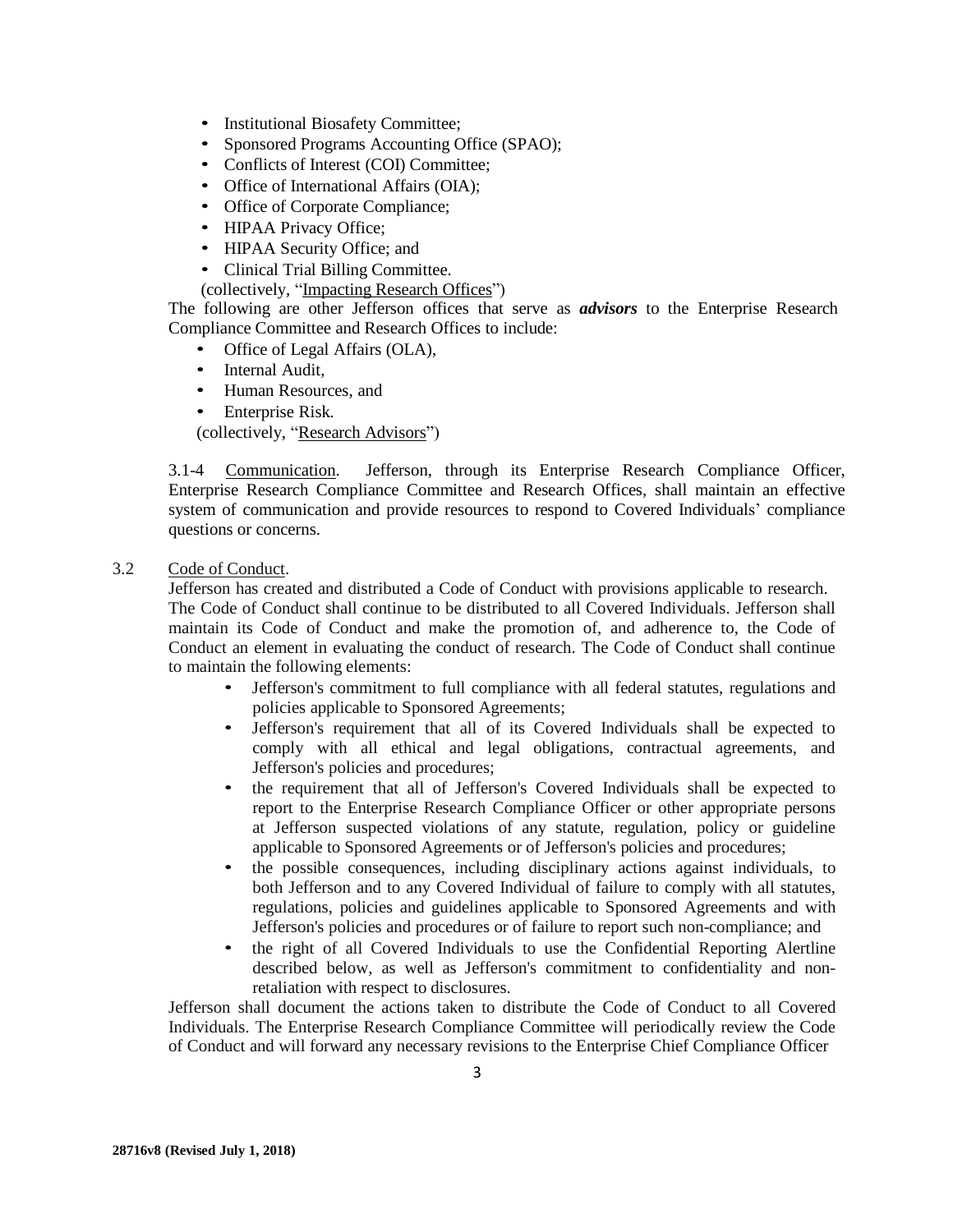- Institutional Biosafety Committee;
- Sponsored Programs Accounting Office (SPAO);
- Conflicts of Interest (COI) Committee;
- Office of International Affairs (OIA);
- Office of Corporate Compliance;
- HIPAA Privacy Office;
- HIPAA Security Office; and
- Clinical Trial Billing Committee.

(collectively, "Impacting Research Offices")

The following are other Jefferson offices that serve as ***advisors*** to the Enterprise Research Compliance Committee and Research Offices to include:

- Office of Legal Affairs (OLA),
- Internal Audit,
- Human Resources, and
- Enterprise Risk.

(collectively, "Research Advisors")

3.1-4 Communication. Jefferson, through its Enterprise Research Compliance Officer, Enterprise Research Compliance Committee and Research Offices, shall maintain an effective system of communication and provide resources to respond to Covered Individuals' compliance questions or concerns.

3.2 Code of Conduct.

Jefferson has created and distributed a Code of Conduct with provisions applicable to research. The Code of Conduct shall continue to be distributed to all Covered Individuals. Jefferson shall maintain its Code of Conduct and make the promotion of, and adherence to, the Code of Conduct an element in evaluating the conduct of research. The Code of Conduct shall continue to maintain the following elements:

- Jefferson's commitment to full compliance with all federal statutes, regulations and policies applicable to Sponsored Agreements;
- Jefferson's requirement that all of its Covered Individuals shall be expected to comply with all ethical and legal obligations, contractual agreements, and Jefferson's policies and procedures;
- the requirement that all of Jefferson's Covered Individuals shall be expected to report to the Enterprise Research Compliance Officer or other appropriate persons at Jefferson suspected violations of any statute, regulation, policy or guideline applicable to Sponsored Agreements or of Jefferson's policies and procedures;
- the possible consequences, including disciplinary actions against individuals, to both Jefferson and to any Covered Individual of failure to comply with all statutes, regulations, policies and guidelines applicable to Sponsored Agreements and with Jefferson's policies and procedures or of failure to report such non-compliance; and
- the right of all Covered Individuals to use the Confidential Reporting Alertline described below, as well as Jefferson's commitment to confidentiality and non-retaliation with respect to disclosures.

Jefferson shall document the actions taken to distribute the Code of Conduct to all Covered Individuals. The Enterprise Research Compliance Committee will periodically review the Code of Conduct and will forward any necessary revisions to the Enterprise Chief Compliance Officer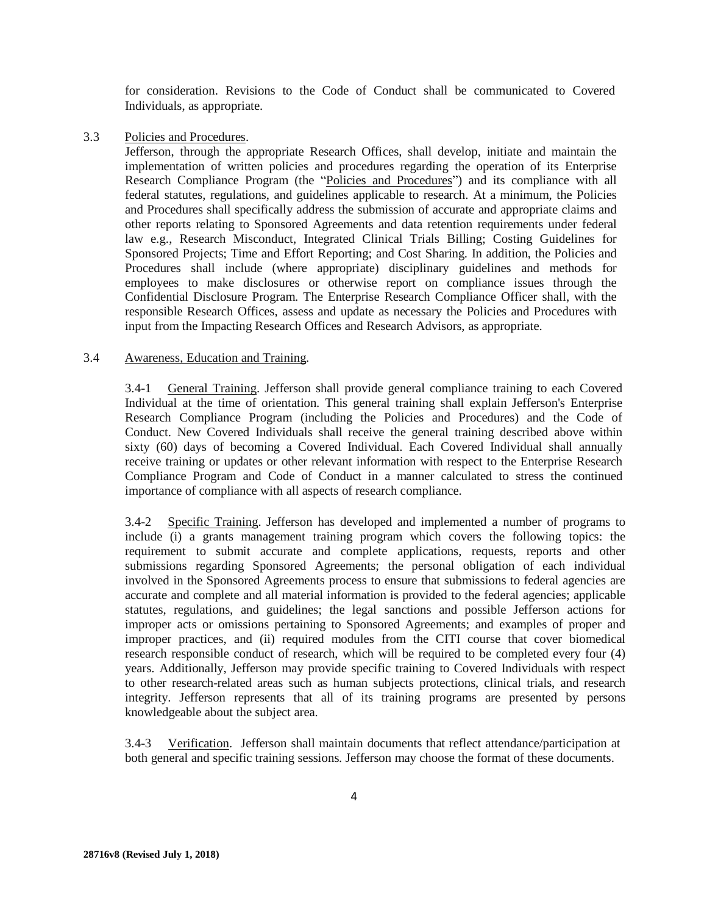for consideration. Revisions to the Code of Conduct shall be communicated to Covered Individuals, as appropriate.

3.3 Policies and Procedures.

Jefferson, through the appropriate Research Offices, shall develop, initiate and maintain the implementation of written policies and procedures regarding the operation of its Enterprise Research Compliance Program (the "Policies and Procedures") and its compliance with all federal statutes, regulations, and guidelines applicable to research. At a minimum, the Policies and Procedures shall specifically address the submission of accurate and appropriate claims and other reports relating to Sponsored Agreements and data retention requirements under federal law e.g., Research Misconduct, Integrated Clinical Trials Billing; Costing Guidelines for Sponsored Projects; Time and Effort Reporting; and Cost Sharing. In addition, the Policies and Procedures shall include (where appropriate) disciplinary guidelines and methods for employees to make disclosures or otherwise report on compliance issues through the Confidential Disclosure Program. The Enterprise Research Compliance Officer shall, with the responsible Research Offices, assess and update as necessary the Policies and Procedures with input from the Impacting Research Offices and Research Advisors, as appropriate.

3.4 Awareness, Education and Training.

3.4-1 General Training. Jefferson shall provide general compliance training to each Covered Individual at the time of orientation. This general training shall explain Jefferson's Enterprise Research Compliance Program (including the Policies and Procedures) and the Code of Conduct. New Covered Individuals shall receive the general training described above within sixty (60) days of becoming a Covered Individual. Each Covered Individual shall annually receive training or updates or other relevant information with respect to the Enterprise Research Compliance Program and Code of Conduct in a manner calculated to stress the continued importance of compliance with all aspects of research compliance.

3.4-2 Specific Training. Jefferson has developed and implemented a number of programs to include (i) a grants management training program which covers the following topics: the requirement to submit accurate and complete applications, requests, reports and other submissions regarding Sponsored Agreements; the personal obligation of each individual involved in the Sponsored Agreements process to ensure that submissions to federal agencies are accurate and complete and all material information is provided to the federal agencies; applicable statutes, regulations, and guidelines; the legal sanctions and possible Jefferson actions for improper acts or omissions pertaining to Sponsored Agreements; and examples of proper and improper practices, and (ii) required modules from the CITI course that cover biomedical research responsible conduct of research, which will be required to be completed every four (4) years. Additionally, Jefferson may provide specific training to Covered Individuals with respect to other research-related areas such as human subjects protections, clinical trials, and research integrity. Jefferson represents that all of its training programs are presented by persons knowledgeable about the subject area.

3.4-3 Verification. Jefferson shall maintain documents that reflect attendance/participation at both general and specific training sessions. Jefferson may choose the format of these documents.

**28716v8 (Revised July 1, 2018)**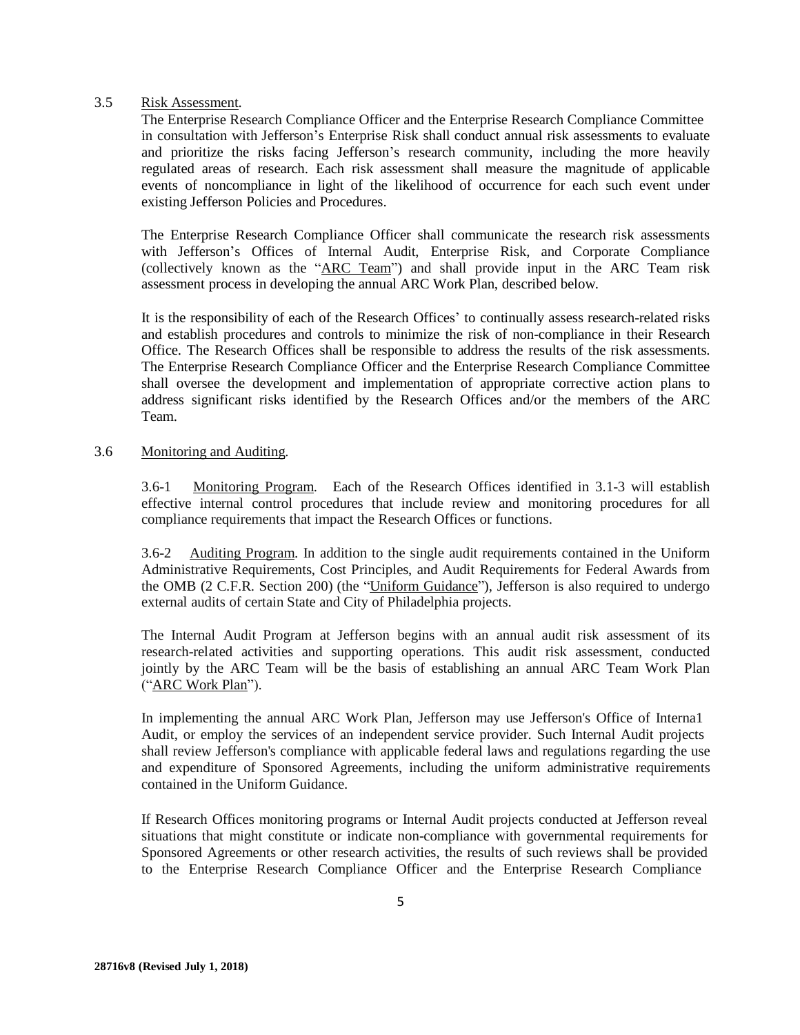### 3.5 Risk Assessment.

The Enterprise Research Compliance Officer and the Enterprise Research Compliance Committee in consultation with Jefferson's Enterprise Risk shall conduct annual risk assessments to evaluate and prioritize the risks facing Jefferson's research community, including the more heavily regulated areas of research. Each risk assessment shall measure the magnitude of applicable events of noncompliance in light of the likelihood of occurrence for each such event under existing Jefferson Policies and Procedures.

The Enterprise Research Compliance Officer shall communicate the research risk assessments with Jefferson's Offices of Internal Audit, Enterprise Risk, and Corporate Compliance (collectively known as the "ARC Team") and shall provide input in the ARC Team risk assessment process in developing the annual ARC Work Plan, described below.

It is the responsibility of each of the Research Offices' to continually assess research-related risks and establish procedures and controls to minimize the risk of non-compliance in their Research Office. The Research Offices shall be responsible to address the results of the risk assessments. The Enterprise Research Compliance Officer and the Enterprise Research Compliance Committee shall oversee the development and implementation of appropriate corrective action plans to address significant risks identified by the Research Offices and/or the members of the ARC Team.

### 3.6 Monitoring and Auditing.

3.6-1 Monitoring Program. Each of the Research Offices identified in 3.1-3 will establish effective internal control procedures that include review and monitoring procedures for all compliance requirements that impact the Research Offices or functions.

3.6-2 Auditing Program. In addition to the single audit requirements contained in the Uniform Administrative Requirements, Cost Principles, and Audit Requirements for Federal Awards from the OMB (2 C.F.R. Section 200) (the "Uniform Guidance"), Jefferson is also required to undergo external audits of certain State and City of Philadelphia projects.

The Internal Audit Program at Jefferson begins with an annual audit risk assessment of its research-related activities and supporting operations. This audit risk assessment, conducted jointly by the ARC Team will be the basis of establishing an annual ARC Team Work Plan ("ARC Work Plan").

In implementing the annual ARC Work Plan, Jefferson may use Jefferson's Office of Interna1 Audit, or employ the services of an independent service provider. Such Internal Audit projects shall review Jefferson's compliance with applicable federal laws and regulations regarding the use and expenditure of Sponsored Agreements, including the uniform administrative requirements contained in the Uniform Guidance.

If Research Offices monitoring programs or Internal Audit projects conducted at Jefferson reveal situations that might constitute or indicate non-compliance with governmental requirements for Sponsored Agreements or other research activities, the results of such reviews shall be provided to the Enterprise Research Compliance Officer and the Enterprise Research Compliance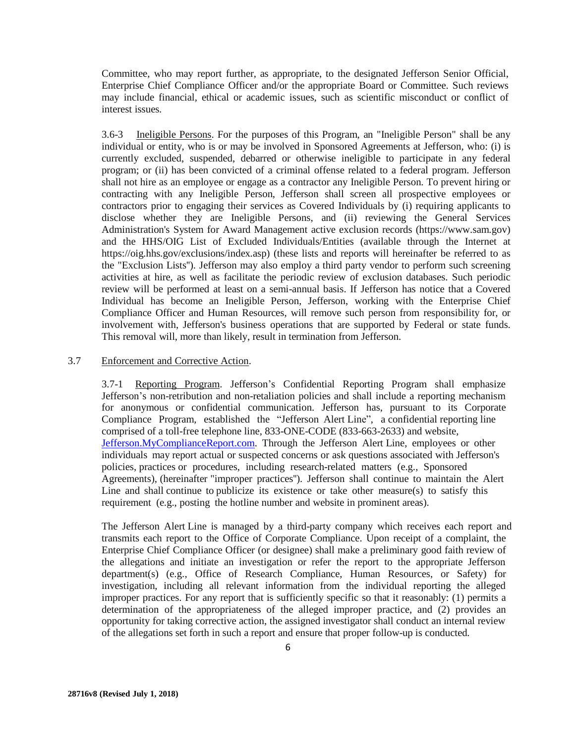Committee, who may report further, as appropriate, to the designated Jefferson Senior Official, Enterprise Chief Compliance Officer and/or the appropriate Board or Committee. Such reviews may include financial, ethical or academic issues, such as scientific misconduct or conflict of interest issues.

3.6-3 Ineligible Persons. For the purposes of this Program, an "Ineligible Person" shall be any individual or entity, who is or may be involved in Sponsored Agreements at Jefferson, who: (i) is currently excluded, suspended, debarred or otherwise ineligible to participate in any federal program; or (ii) has been convicted of a criminal offense related to a federal program. Jefferson shall not hire as an employee or engage as a contractor any Ineligible Person. To prevent hiring or contracting with any Ineligible Person, Jefferson shall screen all prospective employees or contractors prior to engaging their services as Covered Individuals by (i) requiring applicants to disclose whether they are Ineligible Persons, and (ii) reviewing the General Services Administration's System for Award Management active exclusion records (https://www.sam.gov) and the HHS/OIG List of Excluded Individuals/Entities (available through the Internet at https://oig.hhs.gov/exclusions/index.asp) (these lists and reports will hereinafter be referred to as the "Exclusion Lists"). Jefferson may also employ a third party vendor to perform such screening activities at hire, as well as facilitate the periodic review of exclusion databases. Such periodic review will be performed at least on a semi-annual basis. If Jefferson has notice that a Covered Individual has become an Ineligible Person, Jefferson, working with the Enterprise Chief Compliance Officer and Human Resources, will remove such person from responsibility for, or involvement with, Jefferson's business operations that are supported by Federal or state funds. This removal will, more than likely, result in termination from Jefferson.

3.7 Enforcement and Corrective Action.

3.7-1 Reporting Program. Jefferson's Confidential Reporting Program shall emphasize Jefferson's non-retribution and non-retaliation policies and shall include a reporting mechanism for anonymous or confidential communication. Jefferson has, pursuant to its Corporate Compliance Program, established the "Jefferson Alert Line", a confidential reporting line comprised of a toll-free telephone line, 833-ONE-CODE (833-663-2633) and website, Jefferson.MyComplianceReport.com. Through the Jefferson Alert Line, employees or other individuals may report actual or suspected concerns or ask questions associated with Jefferson's policies, practices or procedures, including research-related matters (e.g., Sponsored Agreements), (hereinafter "improper practices"). Jefferson shall continue to maintain the Alert Line and shall continue to publicize its existence or take other measure(s) to satisfy this requirement (e.g., posting the hotline number and website in prominent areas).

The Jefferson Alert Line is managed by a third-party company which receives each report and transmits each report to the Office of Corporate Compliance. Upon receipt of a complaint, the Enterprise Chief Compliance Officer (or designee) shall make a preliminary good faith review of the allegations and initiate an investigation or refer the report to the appropriate Jefferson department(s) (e.g., Office of Research Compliance, Human Resources, or Safety) for investigation, including all relevant information from the individual reporting the alleged improper practices. For any report that is sufficiently specific so that it reasonably: (1) permits a determination of the appropriateness of the alleged improper practice, and (2) provides an opportunity for taking corrective action, the assigned investigator shall conduct an internal review of the allegations set forth in such a report and ensure that proper follow-up is conducted.

**28716v8 (Revised July 1, 2018)**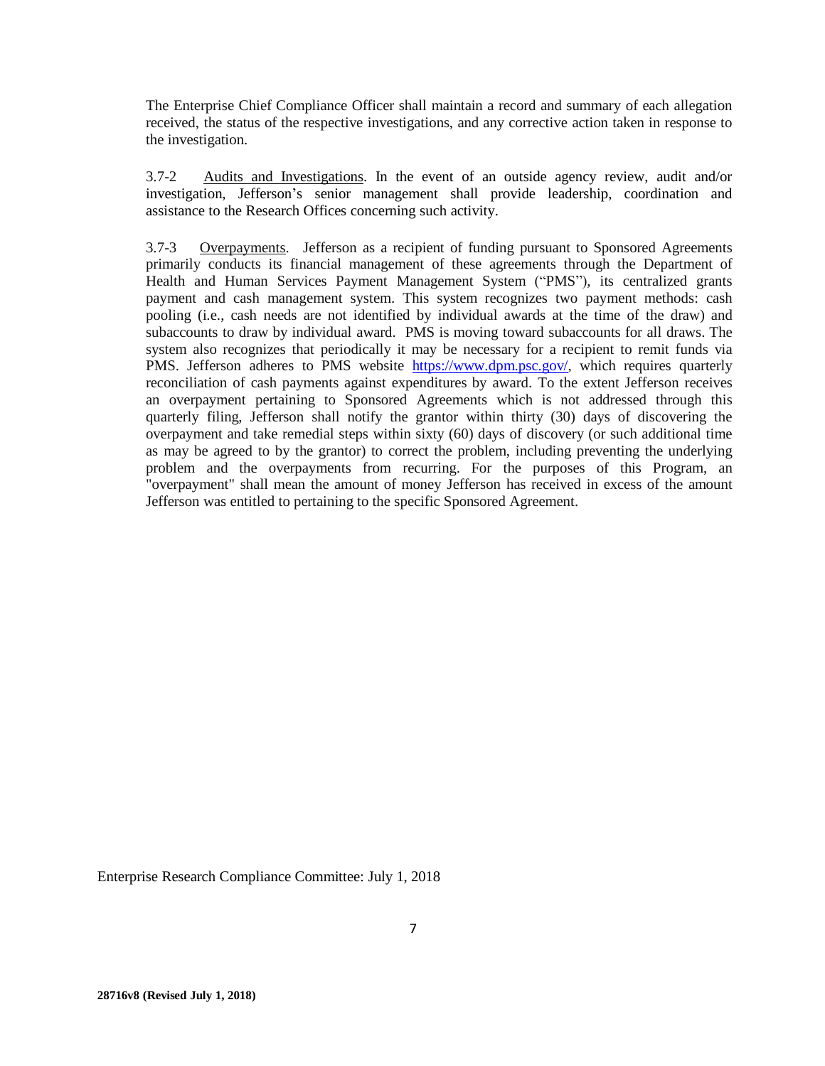The Enterprise Chief Compliance Officer shall maintain a record and summary of each allegation received, the status of the respective investigations, and any corrective action taken in response to the investigation.

3.7-2 Audits and Investigations. In the event of an outside agency review, audit and/or investigation, Jefferson's senior management shall provide leadership, coordination and assistance to the Research Offices concerning such activity.

3.7-3 Overpayments. Jefferson as a recipient of funding pursuant to Sponsored Agreements primarily conducts its financial management of these agreements through the Department of Health and Human Services Payment Management System ("PMS"), its centralized grants payment and cash management system. This system recognizes two payment methods: cash pooling (i.e., cash needs are not identified by individual awards at the time of the draw) and subaccounts to draw by individual award. PMS is moving toward subaccounts for all draws. The system also recognizes that periodically it may be necessary for a recipient to remit funds via PMS. Jefferson adheres to PMS website [https://www.dpm.psc.gov/](https://www.dpm.psc.gov/), which requires quarterly reconciliation of cash payments against expenditures by award. To the extent Jefferson receives an overpayment pertaining to Sponsored Agreements which is not addressed through this quarterly filing, Jefferson shall notify the grantor within thirty (30) days of discovering the overpayment and take remedial steps within sixty (60) days of discovery (or such additional time as may be agreed to by the grantor) to correct the problem, including preventing the underlying problem and the overpayments from recurring. For the purposes of this Program, an "overpayment" shall mean the amount of money Jefferson has received in excess of the amount Jefferson was entitled to pertaining to the specific Sponsored Agreement.